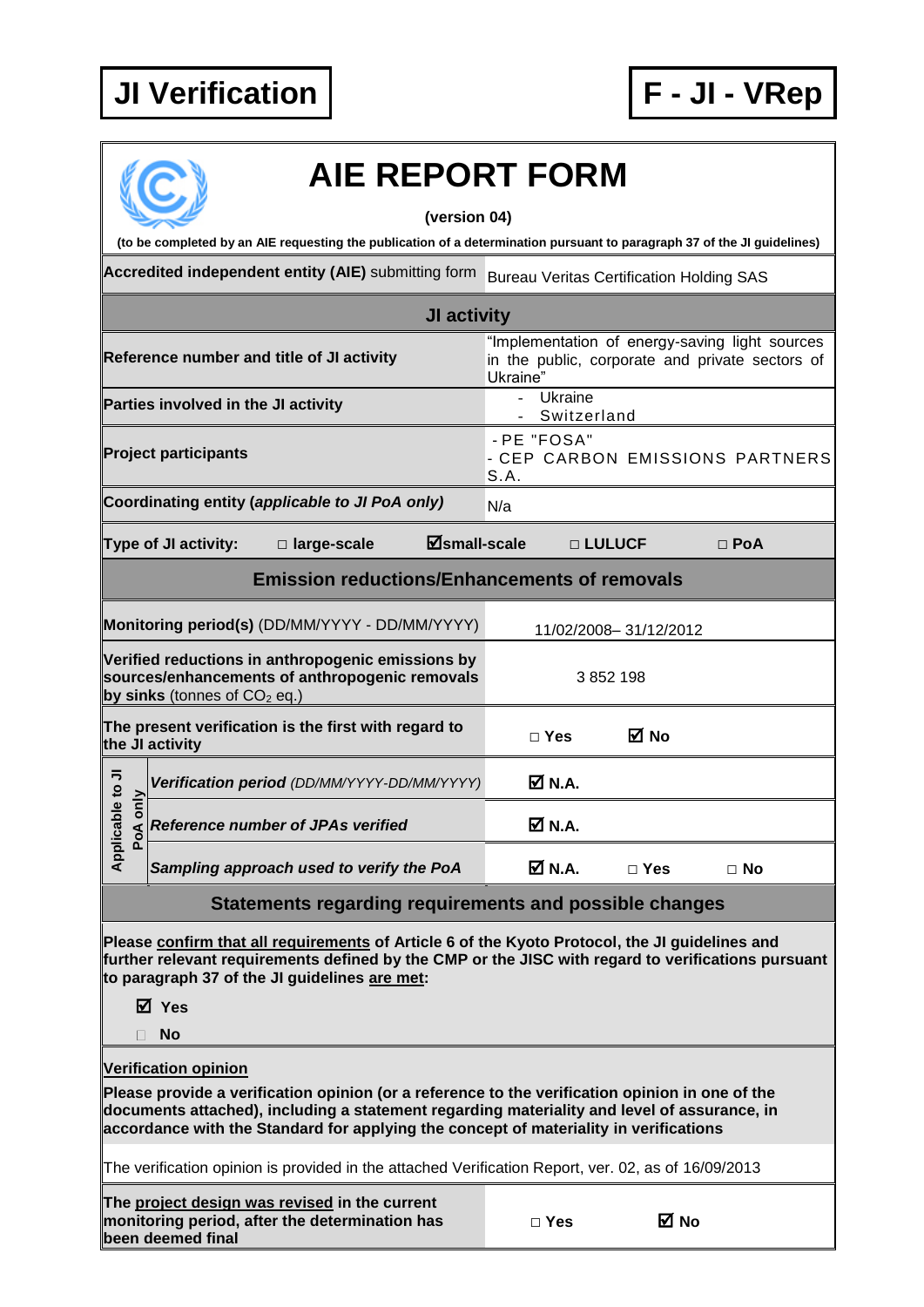**JI Verification** | **F - JI - VRep**

# AIE REPORT FORM

**(version 04)**

**(to be completed by an AIE requesting the publication of a determination pursuant to paragraph 37 of the JI guidelines)**

| **Accredited independent entity (AIE)** submitting form | Bureau Veritas Certification Holding SAS |
|---|---|
| **JI activity** | |
| **Reference number and title of JI activity** | "Implementation of energy-saving light sources in the public, corporate and private sectors of Ukraine" |
| **Parties involved in the JI activity** | - Ukraine<br>- Switzerland |
| **Project participants** | - PE "FOSA"<br>- CEP CARBON EMISSIONS PARTNERS S.A. |
| **Coordinating entity (*applicable to JI PoA only*)** | N/a |
| **Type of JI activity:** □ **large-scale** ☑**small-scale** □ **LULUCF** □ **PoA** | |
| **Emission reductions/Enhancements of removals** | |
| **Monitoring period(s)** (DD/MM/YYYY - DD/MM/YYYY) | 11/02/2008– 31/12/2012 |
| **Verified reductions in anthropogenic emissions by sources/enhancements of anthropogenic removals by sinks** (tonnes of $CO_2$ eq.) | 3 852 198 |
| **The present verification is the first with regard to the JI activity** | □ **Yes** ☑ **No** |
| *Applicable to JI PoA only* – ***Verification period*** *(DD/MM/YYYY-DD/MM/YYYY)* | ☑ **N.A.** |
| *Applicable to JI PoA only* – ***Reference number of JPAs verified*** | ☑ **N.A.** |
| *Applicable to JI PoA only* – ***Sampling approach used to verify the PoA*** | ☑ **N.A.** □ **Yes** □ **No** |

## Statements regarding requirements and possible changes

**Please confirm that all requirements of Article 6 of the Kyoto Protocol, the JI guidelines and further relevant requirements defined by the CMP or the JISC with regard to verifications pursuant to paragraph 37 of the JI guidelines are met:**

☑ **Yes**

□ **No**

**Verification opinion**

**Please provide a verification opinion (or a reference to the verification opinion in one of the documents attached), including a statement regarding materiality and level of assurance, in accordance with the Standard for applying the concept of materiality in verifications**

The verification opinion is provided in the attached Verification Report, ver. 02, as of 16/09/2013

| **The project design was revised in the current monitoring period, after the determination has been deemed final** | □ **Yes** ☑ **No** |
|---|---|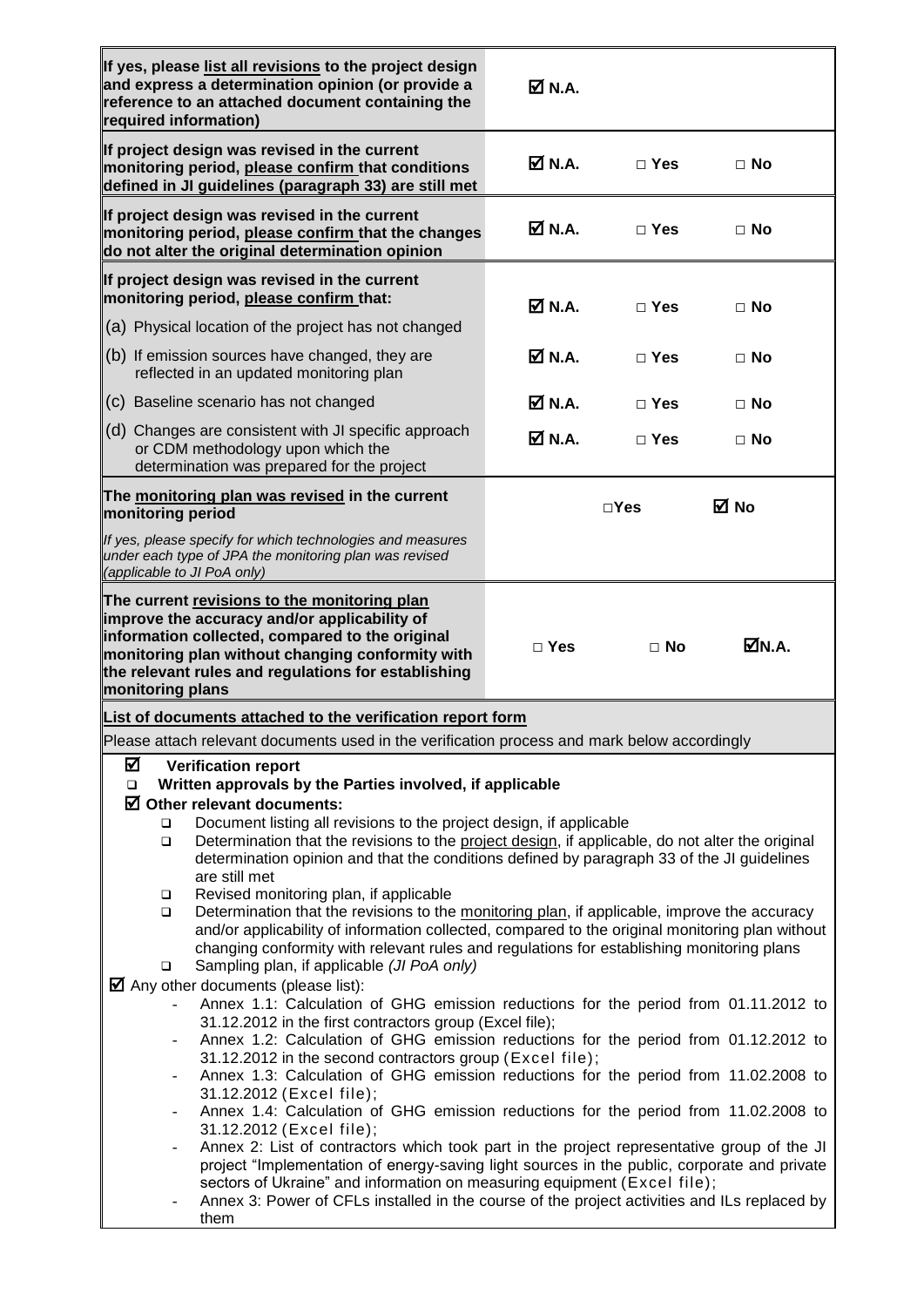| | | | |
|---|---|---|---|
| **If yes, please list all revisions to the project design and express a determination opinion (or provide a reference to an attached document containing the required information)** | ☑ **N.A.** | | |
| **If project design was revised in the current monitoring period, please confirm that conditions defined in JI guidelines (paragraph 33) are still met** | ☑ **N.A.** | □ **Yes** | □ **No** |
| **If project design was revised in the current monitoring period, please confirm that the changes do not alter the original determination opinion** | ☑ **N.A.** | □ **Yes** | □ **No** |
| **If project design was revised in the current monitoring period, please confirm that:**<br>(a) Physical location of the project has not changed | ☑ **N.A.** | □ **Yes** | □ **No** |
| (b) If emission sources have changed, they are reflected in an updated monitoring plan | ☑ **N.A.** | □ **Yes** | □ **No** |
| (c) Baseline scenario has not changed | ☑ **N.A.** | □ **Yes** | □ **No** |
| (d) Changes are consistent with JI specific approach or CDM methodology upon which the determination was prepared for the project | ☑ **N.A.** | □ **Yes** | □ **No** |
| **The monitoring plan was revised in the current monitoring period**<br>*If yes, please specify for which technologies and measures under each type of JPA the monitoring plan was revised (applicable to JI PoA only)* | | □**Yes** | ☑ **No** |
| **The current revisions to the monitoring plan improve the accuracy and/or applicability of information collected, compared to the original monitoring plan without changing conformity with the relevant rules and regulations for establishing monitoring plans** | □ **Yes** | □ **No** | ☑**N.A.** |

**List of documents attached to the verification report form**

Please attach relevant documents used in the verification process and mark below accordingly

☑ **Verification report**

❑ **Written approvals by the Parties involved, if applicable**

☑ **Other relevant documents:**

- ❑ Document listing all revisions to the project design, if applicable
- ❑ Determination that the revisions to the project design, if applicable, do not alter the original determination opinion and that the conditions defined by paragraph 33 of the JI guidelines are still met
- ❑ Revised monitoring plan, if applicable
- ❑ Determination that the revisions to the monitoring plan, if applicable, improve the accuracy and/or applicability of information collected, compared to the original monitoring plan without changing conformity with relevant rules and regulations for establishing monitoring plans
- ❑ Sampling plan, if applicable *(JI PoA only)*

☑ Any other documents (please list):

- Annex 1.1: Calculation of GHG emission reductions for the period from 01.11.2012 to 31.12.2012 in the first contractors group (Excel file);
- Annex 1.2: Calculation of GHG emission reductions for the period from 01.12.2012 to 31.12.2012 in the second contractors group (Excel file);
- Annex 1.3: Calculation of GHG emission reductions for the period from 11.02.2008 to 31.12.2012 (Excel file);
- Annex 1.4: Calculation of GHG emission reductions for the period from 11.02.2008 to 31.12.2012 (Excel file);
- Annex 2: List of contractors which took part in the project representative group of the JI project "Implementation of energy-saving light sources in the public, corporate and private sectors of Ukraine" and information on measuring equipment (Excel file);
- Annex 3: Power of CFLs installed in the course of the project activities and ILs replaced by them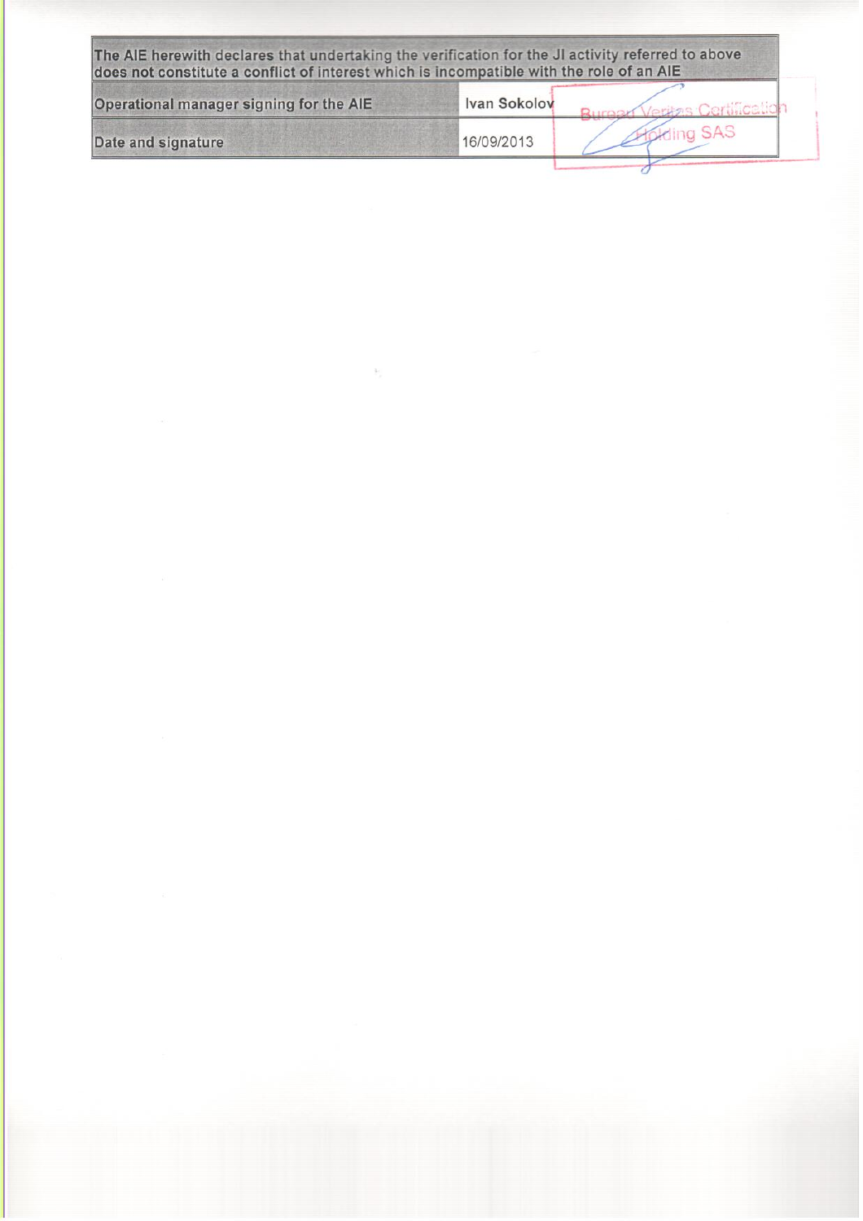| The AIE herewith declares that undertaking the verification for the JI activity referred to above does not constitute a conflict of interest which is incompatible with the role of an AIE | | |
| --- | --- | --- |
| Operational manager signing for the AIE | Ivan Sokolov | Bureau Veritas Certification Holding SAS |
| Date and signature | 16/09/2013 | |